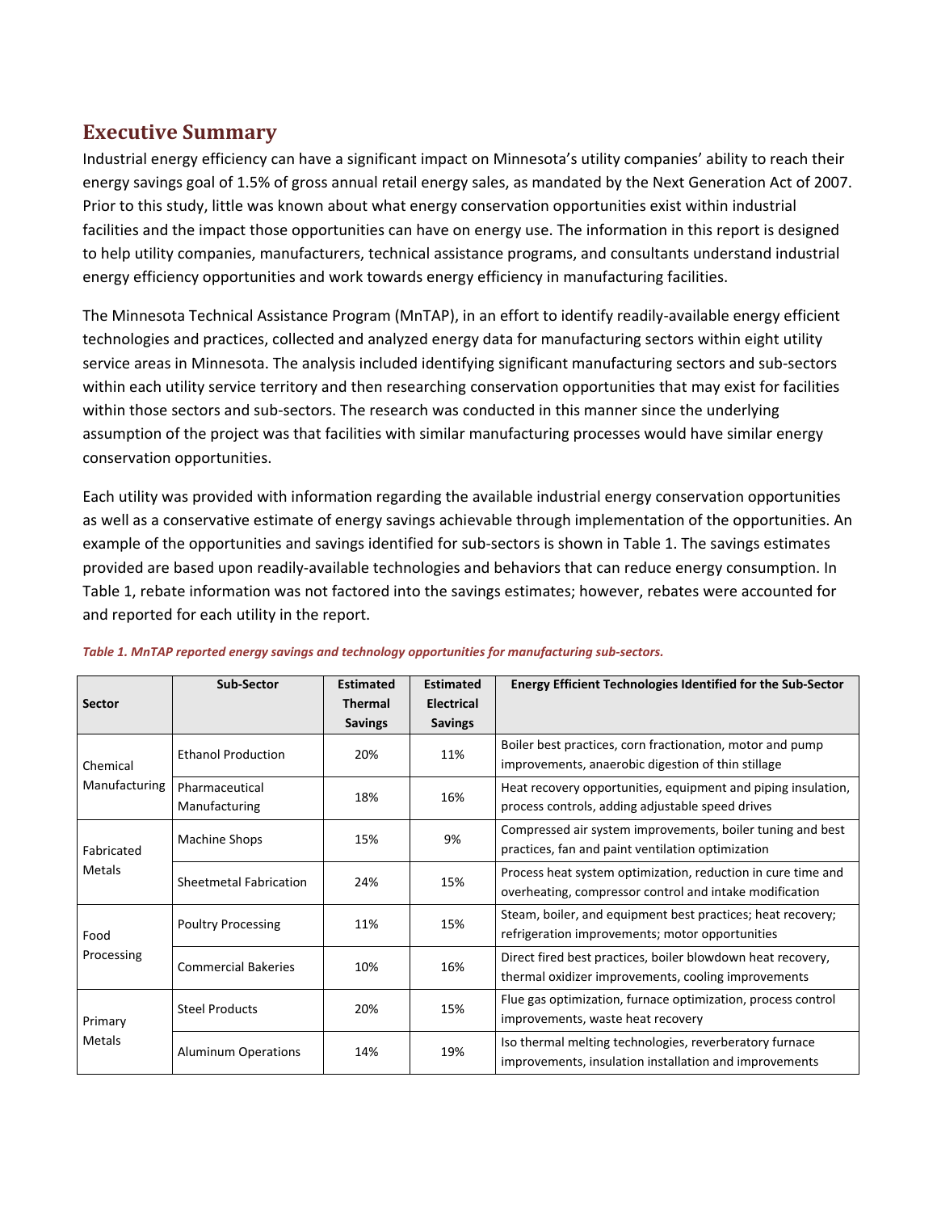## Executive Summary

Industrial energy efficiency can have a significant impact on Minnesota's utility companies' ability to reach their energy savings goal of 1.5% of gross annual retail energy sales, as mandated by the Next Generation Act of 2007. Prior to this study, little was known about what energy conservation opportunities exist within industrial facilities and the impact those opportunities can have on energy use. The information in this report is designed to help utility companies, manufacturers, technical assistance programs, and consultants understand industrial energy efficiency opportunities and work towards energy efficiency in manufacturing facilities.

The Minnesota Technical Assistance Program (MnTAP), in an effort to identify readily-available energy efficient technologies and practices, collected and analyzed energy data for manufacturing sectors within eight utility service areas in Minnesota. The analysis included identifying significant manufacturing sectors and sub-sectors within each utility service territory and then researching conservation opportunities that may exist for facilities within those sectors and sub-sectors. The research was conducted in this manner since the underlying assumption of the project was that facilities with similar manufacturing processes would have similar energy conservation opportunities.

Each utility was provided with information regarding the available industrial energy conservation opportunities as well as a conservative estimate of energy savings achievable through implementation of the opportunities. An example of the opportunities and savings identified for sub-sectors is shown in Table 1. The savings estimates provided are based upon readily-available technologies and behaviors that can reduce energy consumption. In Table 1, rebate information was not factored into the savings estimates; however, rebates were accounted for and reported for each utility in the report.

*Table 1. MnTAP reported energy savings and technology opportunities for manufacturing sub-sectors.*

| Sector | Sub-Sector | Estimated Thermal Savings | Estimated Electrical Savings | Energy Efficient Technologies Identified for the Sub-Sector |
|---|---|---|---|---|
| Chemical Manufacturing | Ethanol Production | 20% | 11% | Boiler best practices, corn fractionation, motor and pump improvements, anaerobic digestion of thin stillage |
| | Pharmaceutical Manufacturing | 18% | 16% | Heat recovery opportunities, equipment and piping insulation, process controls, adding adjustable speed drives |
| Fabricated Metals | Machine Shops | 15% | 9% | Compressed air system improvements, boiler tuning and best practices, fan and paint ventilation optimization |
| | Sheetmetal Fabrication | 24% | 15% | Process heat system optimization, reduction in cure time and overheating, compressor control and intake modification |
| Food Processing | Poultry Processing | 11% | 15% | Steam, boiler, and equipment best practices; heat recovery; refrigeration improvements; motor opportunities |
| | Commercial Bakeries | 10% | 16% | Direct fired best practices, boiler blowdown heat recovery, thermal oxidizer improvements, cooling improvements |
| Primary Metals | Steel Products | 20% | 15% | Flue gas optimization, furnace optimization, process control improvements, waste heat recovery |
| | Aluminum Operations | 14% | 19% | Iso thermal melting technologies, reverberatory furnace improvements, insulation installation and improvements |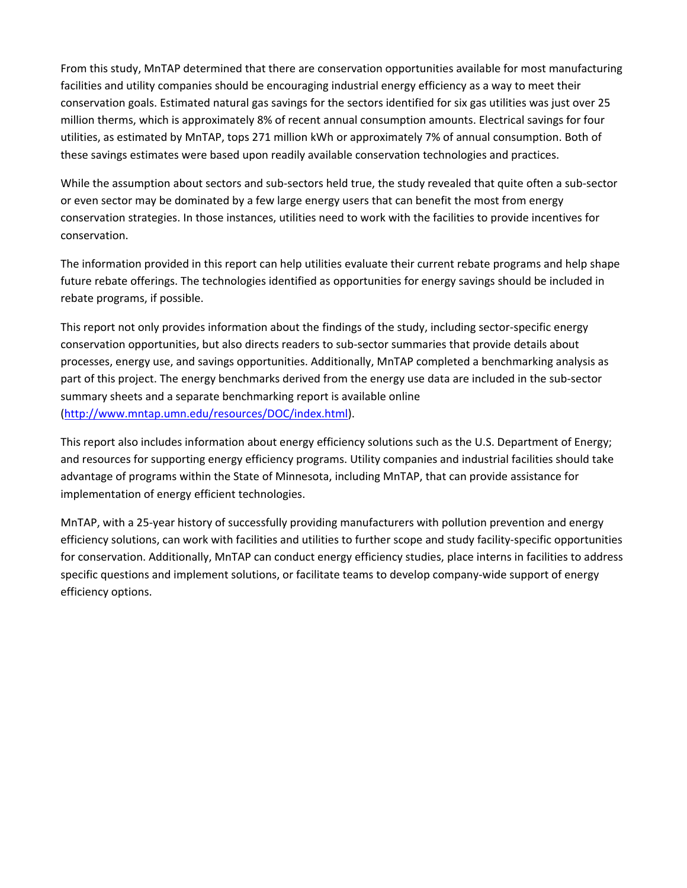From this study, MnTAP determined that there are conservation opportunities available for most manufacturing facilities and utility companies should be encouraging industrial energy efficiency as a way to meet their conservation goals. Estimated natural gas savings for the sectors identified for six gas utilities was just over 25 million therms, which is approximately 8% of recent annual consumption amounts. Electrical savings for four utilities, as estimated by MnTAP, tops 271 million kWh or approximately 7% of annual consumption. Both of these savings estimates were based upon readily available conservation technologies and practices.

While the assumption about sectors and sub-sectors held true, the study revealed that quite often a sub-sector or even sector may be dominated by a few large energy users that can benefit the most from energy conservation strategies. In those instances, utilities need to work with the facilities to provide incentives for conservation.

The information provided in this report can help utilities evaluate their current rebate programs and help shape future rebate offerings. The technologies identified as opportunities for energy savings should be included in rebate programs, if possible.

This report not only provides information about the findings of the study, including sector-specific energy conservation opportunities, but also directs readers to sub-sector summaries that provide details about processes, energy use, and savings opportunities. Additionally, MnTAP completed a benchmarking analysis as part of this project. The energy benchmarks derived from the energy use data are included in the sub-sector summary sheets and a separate benchmarking report is available online (http://www.mntap.umn.edu/resources/DOC/index.html).

This report also includes information about energy efficiency solutions such as the U.S. Department of Energy; and resources for supporting energy efficiency programs. Utility companies and industrial facilities should take advantage of programs within the State of Minnesota, including MnTAP, that can provide assistance for implementation of energy efficient technologies.

MnTAP, with a 25-year history of successfully providing manufacturers with pollution prevention and energy efficiency solutions, can work with facilities and utilities to further scope and study facility-specific opportunities for conservation. Additionally, MnTAP can conduct energy efficiency studies, place interns in facilities to address specific questions and implement solutions, or facilitate teams to develop company-wide support of energy efficiency options.